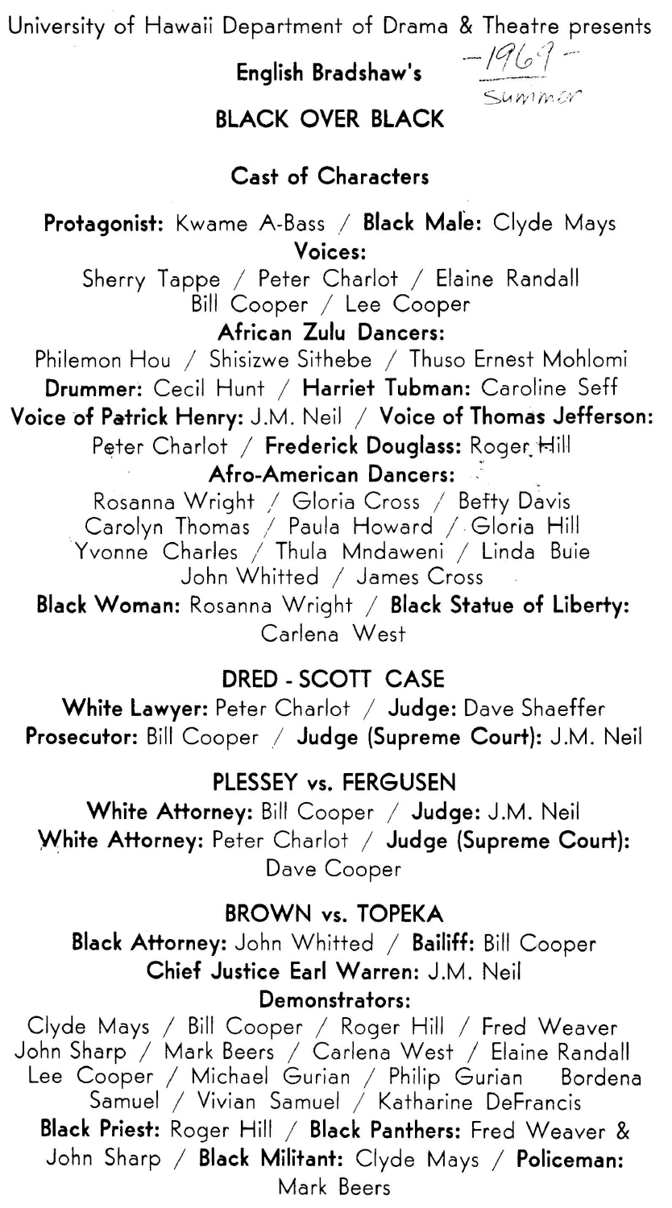University of Hawaii Department of Drama & Theatre presents

English Bradshaw's — 1969 — Summer

# BLACK OVER BLACK

## Cast of Characters

**Protagonist:** Kwame A-Bass / **Black Male:** Clyde Mays

**Voices:**
Sherry Tappe / Peter Charlot / Elaine Randall
Bill Cooper / Lee Cooper

**African Zulu Dancers:**
Philemon Hou / Shisizwe Sithebe / Thuso Ernest Mohlomi

**Drummer:** Cecil Hunt / **Harriet Tubman:** Caroline Seff

**Voice of Patrick Henry:** J.M. Neil / **Voice of Thomas Jefferson:** Peter Charlot / **Frederick Douglass:** Roger Hill

**Afro-American Dancers:**
Rosanna Wright / Gloria Cross / Betty Davis
Carolyn Thomas / Paula Howard / Gloria Hill
Yvonne Charles / Thula Mndaweni / Linda Buie
John Whitted / James Cross

**Black Woman:** Rosanna Wright / **Black Statue of Liberty:** Carlena West

## DRED - SCOTT CASE

**White Lawyer:** Peter Charlot / **Judge:** Dave Shaeffer
**Prosecutor:** Bill Cooper / **Judge (Supreme Court):** J.M. Neil

## PLESSEY vs. FERGUSEN

**White Attorney:** Bill Cooper / **Judge:** J.M. Neil
**White Attorney:** Peter Charlot / **Judge (Supreme Court):** Dave Cooper

## BROWN vs. TOPEKA

**Black Attorney:** John Whitted / **Bailiff:** Bill Cooper
**Chief Justice Earl Warren:** J.M. Neil

**Demonstrators:**
Clyde Mays / Bill Cooper / Roger Hill / Fred Weaver
John Sharp / Mark Beers / Carlena West / Elaine Randall
Lee Cooper / Michael Gurian / Philip Gurian Bordena Samuel / Vivian Samuel / Katharine DeFrancis

**Black Priest:** Roger Hill / **Black Panthers:** Fred Weaver & John Sharp / **Black Militant:** Clyde Mays / **Policeman:** Mark Beers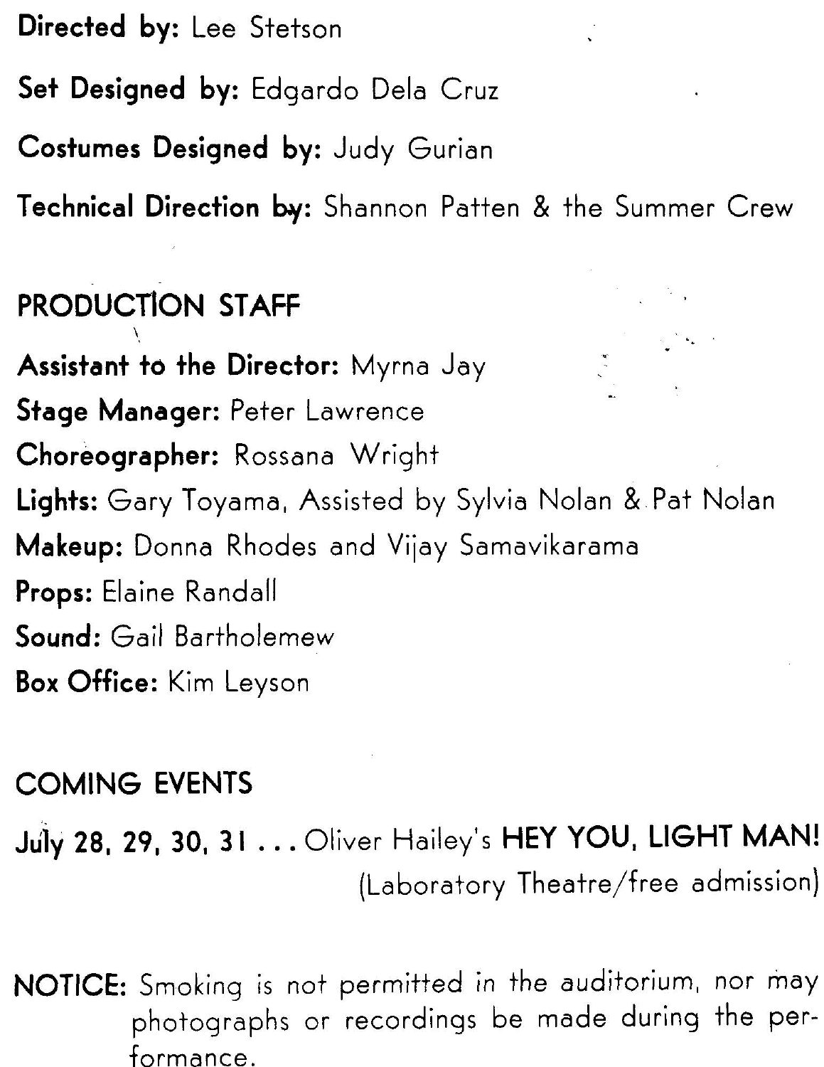**Directed by:** Lee Stetson

**Set Designed by:** Edgardo Dela Cruz

**Costumes Designed by:** Judy Gurian

**Technical Direction by:** Shannon Patten & the Summer Crew

## PRODUCTION STAFF

**Assistant to the Director:** Myrna Jay
**Stage Manager:** Peter Lawrence
**Choreographer:** Rossana Wright
**Lights:** Gary Toyama, Assisted by Sylvia Nolan & Pat Nolan
**Makeup:** Donna Rhodes and Vijay Samavikarama
**Props:** Elaine Randall
**Sound:** Gail Bartholemew
**Box Office:** Kim Leyson

## COMING EVENTS

**July 28, 29, 30, 31** . . . Oliver Hailey's **HEY YOU, LIGHT MAN!**
(Laboratory Theatre/free admission)

NOTICE: Smoking is not permitted in the auditorium, nor may photographs or recordings be made during the performance.